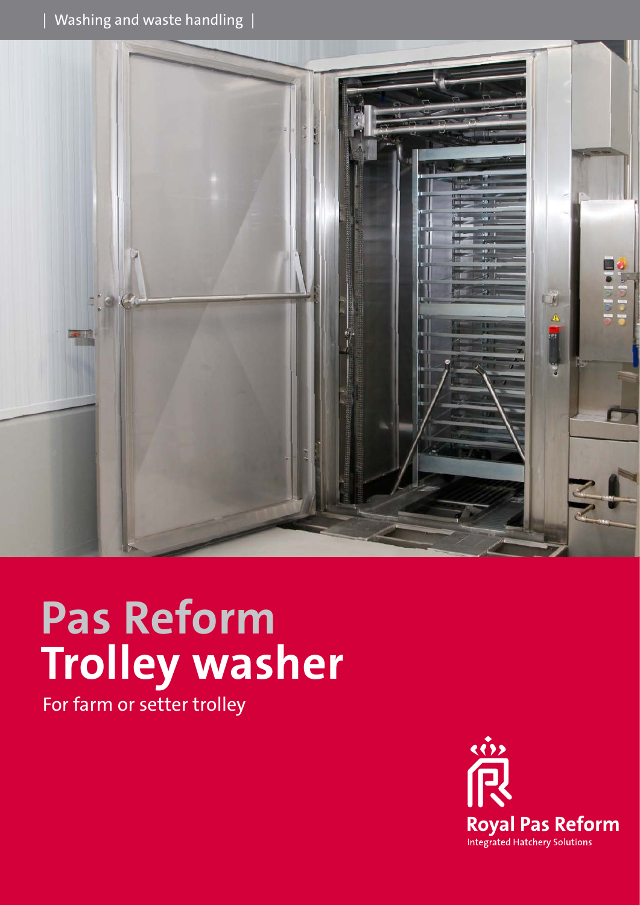| Washing and waste handling |

# Pas Reform Trolley washer

For farm or setter trolley

Royal Pas Reform
Integrated Hatchery Solutions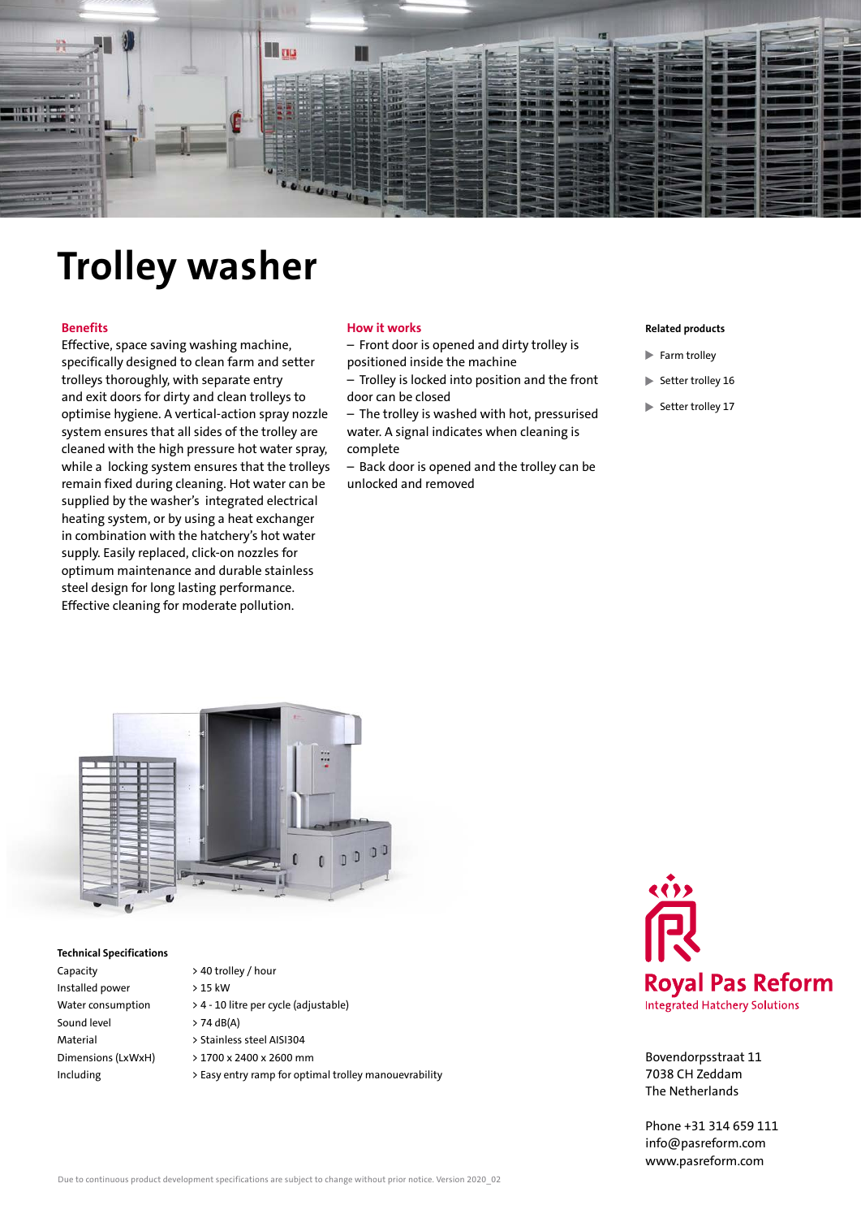# Trolley washer

## Benefits

Effective, space saving washing machine, specifically designed to clean farm and setter trolleys thoroughly, with separate entry and exit doors for dirty and clean trolleys to optimise hygiene. A vertical-action spray nozzle system ensures that all sides of the trolley are cleaned with the high pressure hot water spray, while a locking system ensures that the trolleys remain fixed during cleaning. Hot water can be supplied by the washer's integrated electrical heating system, or by using a heat exchanger in combination with the hatchery's hot water supply. Easily replaced, click-on nozzles for optimum maintenance and durable stainless steel design for long lasting performance. Effective cleaning for moderate pollution.

## How it works

– Front door is opened and dirty trolley is positioned inside the machine
– Trolley is locked into position and the front door can be closed
– The trolley is washed with hot, pressurised water. A signal indicates when cleaning is complete
– Back door is opened and the trolley can be unlocked and removed

### Related products

- Farm trolley
- Setter trolley 16
- Setter trolley 17

### Technical Specifications

| | |
|---|---|
| Capacity | > 40 trolley / hour |
| Installed power | > 15 kW |
| Water consumption | > 4 - 10 litre per cycle (adjustable) |
| Sound level | > 74 dB(A) |
| Material | > Stainless steel AISI304 |
| Dimensions (LxWxH) | > 1700 x 2400 x 2600 mm |
| Including | > Easy entry ramp for optimal trolley manouevrability |

**Royal Pas Reform**
Integrated Hatchery Solutions

Bovendorpsstraat 11
7038 CH Zeddam
The Netherlands

Phone +31 314 659 111
info@pasreform.com
www.pasreform.com

Due to continuous product development specifications are subject to change without prior notice. Version 2020_02